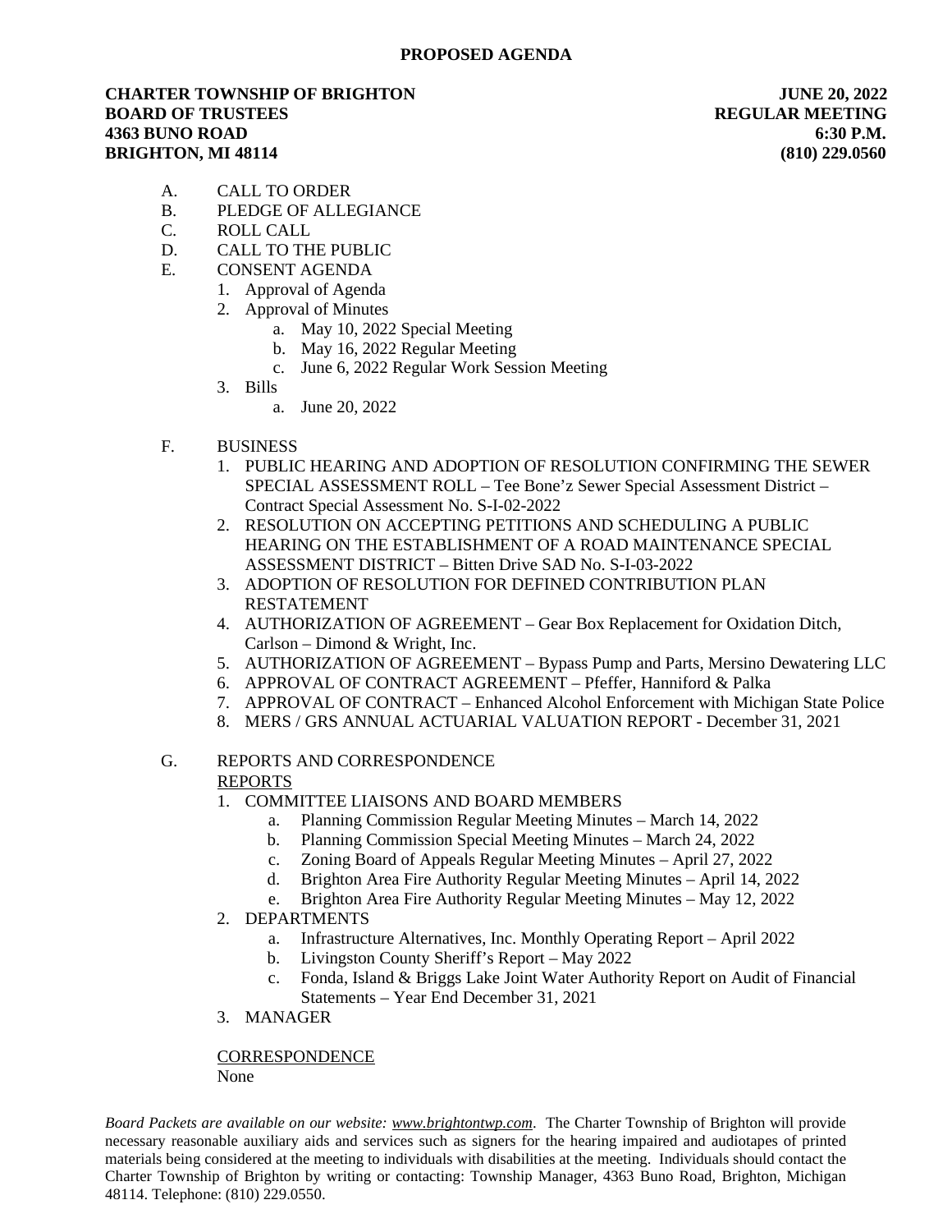# PROPOSED AGENDA

**CHARTER TOWNSHIP OF BRIGHTON**
**BOARD OF TRUSTEES**
**4363 BUNO ROAD**
**BRIGHTON, MI 48114**

**JUNE 20, 2022**
**REGULAR MEETING**
**6:30 P.M.**
**(810) 229.0560**

A. CALL TO ORDER
B. PLEDGE OF ALLEGIANCE
C. ROLL CALL
D. CALL TO THE PUBLIC
E. CONSENT AGENDA
   1. Approval of Agenda
   2. Approval of Minutes
      a. May 10, 2022 Special Meeting
      b. May 16, 2022 Regular Meeting
      c. June 6, 2022 Regular Work Session Meeting
   3. Bills
      a. June 20, 2022

F. BUSINESS
   1. PUBLIC HEARING AND ADOPTION OF RESOLUTION CONFIRMING THE SEWER SPECIAL ASSESSMENT ROLL – Tee Bone'z Sewer Special Assessment District – Contract Special Assessment No. S-I-02-2022
   2. RESOLUTION ON ACCEPTING PETITIONS AND SCHEDULING A PUBLIC HEARING ON THE ESTABLISHMENT OF A ROAD MAINTENANCE SPECIAL ASSESSMENT DISTRICT – Bitten Drive SAD No. S-I-03-2022
   3. ADOPTION OF RESOLUTION FOR DEFINED CONTRIBUTION PLAN RESTATEMENT
   4. AUTHORIZATION OF AGREEMENT – Gear Box Replacement for Oxidation Ditch, Carlson – Dimond & Wright, Inc.
   5. AUTHORIZATION OF AGREEMENT – Bypass Pump and Parts, Mersino Dewatering LLC
   6. APPROVAL OF CONTRACT AGREEMENT – Pfeffer, Hanniford & Palka
   7. APPROVAL OF CONTRACT – Enhanced Alcohol Enforcement with Michigan State Police
   8. MERS / GRS ANNUAL ACTUARIAL VALUATION REPORT - December 31, 2021

G. REPORTS AND CORRESPONDENCE

   REPORTS
   1. COMMITTEE LIAISONS AND BOARD MEMBERS
      a. Planning Commission Regular Meeting Minutes – March 14, 2022
      b. Planning Commission Special Meeting Minutes – March 24, 2022
      c. Zoning Board of Appeals Regular Meeting Minutes – April 27, 2022
      d. Brighton Area Fire Authority Regular Meeting Minutes – April 14, 2022
      e. Brighton Area Fire Authority Regular Meeting Minutes – May 12, 2022
   2. DEPARTMENTS
      a. Infrastructure Alternatives, Inc. Monthly Operating Report – April 2022
      b. Livingston County Sheriff's Report – May 2022
      c. Fonda, Island & Briggs Lake Joint Water Authority Report on Audit of Financial Statements – Year End December 31, 2021
   3. MANAGER

   CORRESPONDENCE
   None

*Board Packets are available on our website: www.brightontwp.com*. The Charter Township of Brighton will provide necessary reasonable auxiliary aids and services such as signers for the hearing impaired and audiotapes of printed materials being considered at the meeting to individuals with disabilities at the meeting. Individuals should contact the Charter Township of Brighton by writing or contacting: Township Manager, 4363 Buno Road, Brighton, Michigan 48114. Telephone: (810) 229.0550.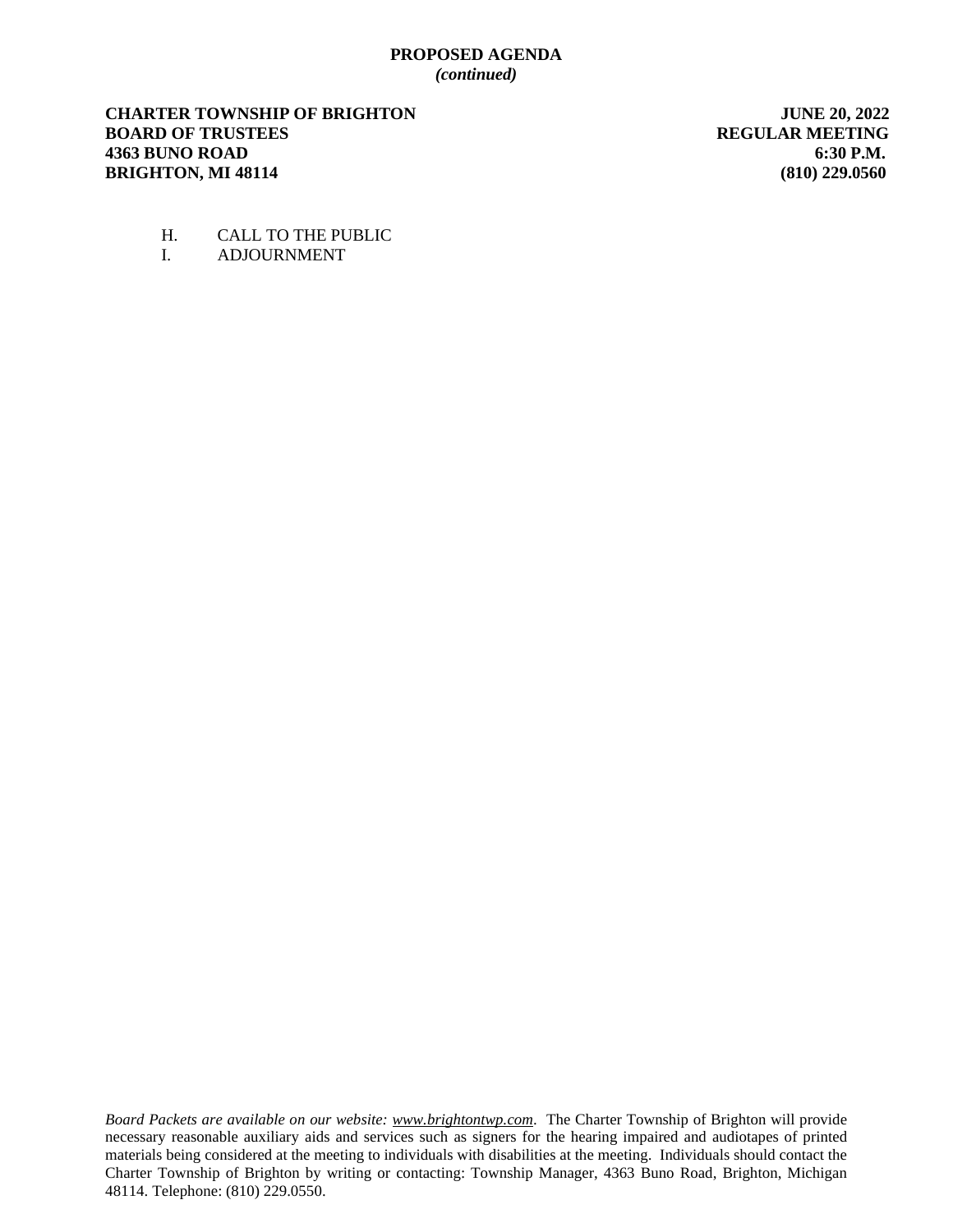**PROPOSED AGENDA**
***(continued)***

**CHARTER TOWNSHIP OF BRIGHTON**
**BOARD OF TRUSTEES**
**4363 BUNO ROAD**
**BRIGHTON, MI 48114**

**JUNE 20, 2022**
**REGULAR MEETING**
**6:30 P.M.**
**(810) 229.0560**

H. CALL TO THE PUBLIC
I. ADJOURNMENT

*Board Packets are available on our website: www.brightontwp.com*. The Charter Township of Brighton will provide necessary reasonable auxiliary aids and services such as signers for the hearing impaired and audiotapes of printed materials being considered at the meeting to individuals with disabilities at the meeting. Individuals should contact the Charter Township of Brighton by writing or contacting: Township Manager, 4363 Buno Road, Brighton, Michigan 48114. Telephone: (810) 229.0550.